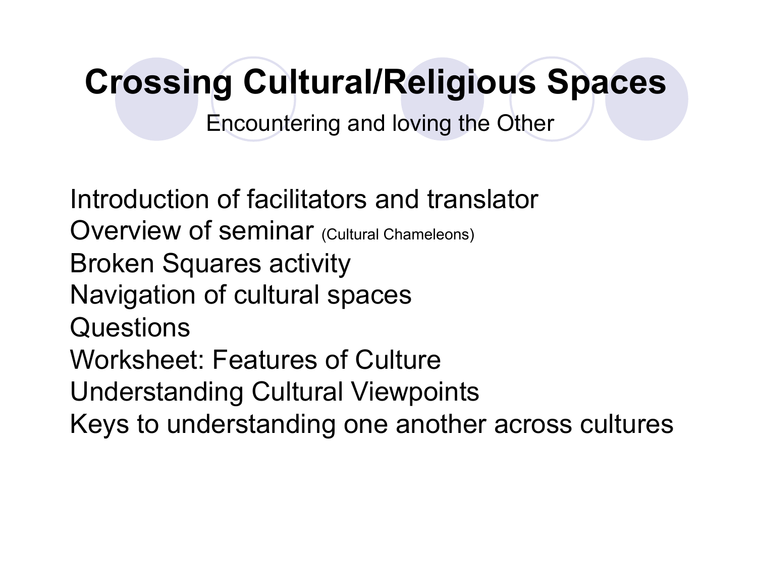# Crossing Cultural/Religious Spaces

Encountering and loving the Other

Introduction of facilitators and translator
Overview of seminar (Cultural Chameleons)
Broken Squares activity
Navigation of cultural spaces
Questions
Worksheet: Features of Culture
Understanding Cultural Viewpoints
Keys to understanding one another across cultures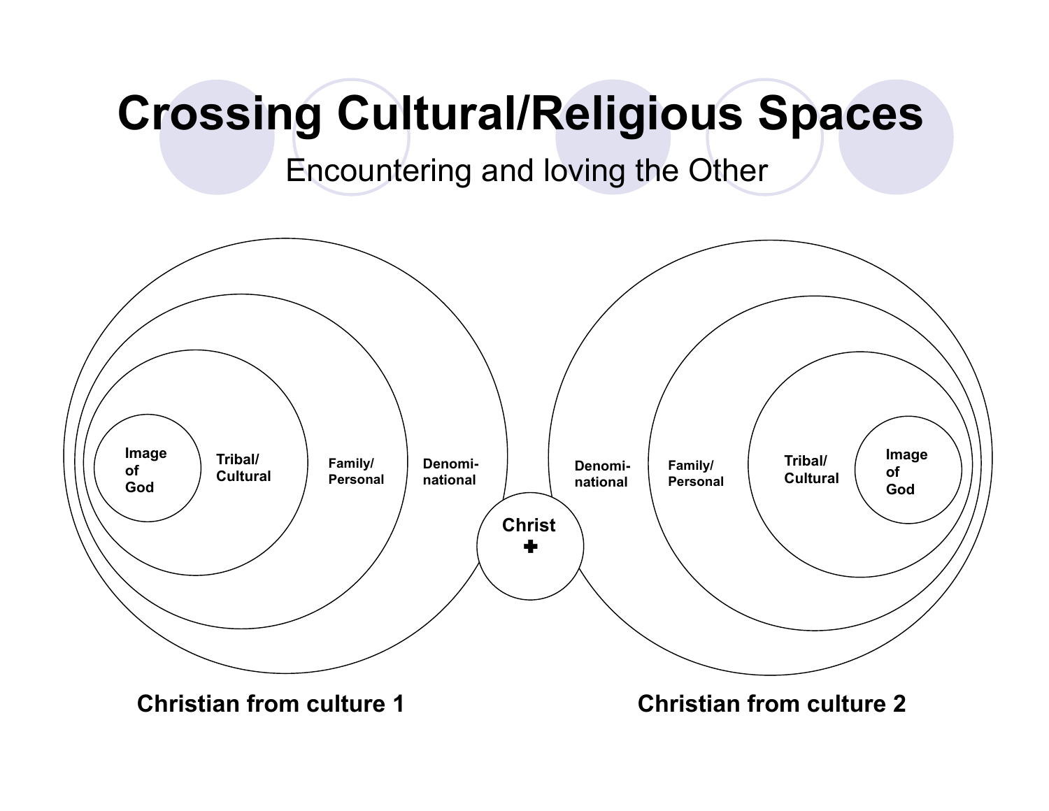# Crossing Cultural/Religious Spaces

Encountering and loving the Other

Image of God

Tribal/ Cultural

Family/ Personal

Denomi-national

Christ ✚

Denomi-national

Family/ Personal

Tribal/ Cultural

Image of God

**Christian from culture 1**

**Christian from culture 2**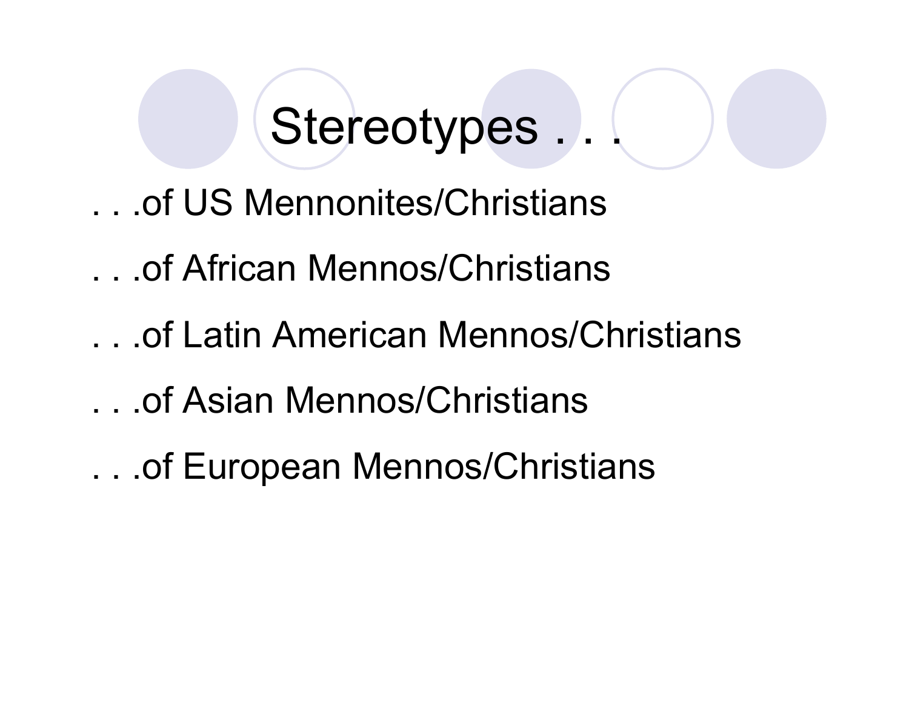# Stereotypes . . .

. . .of US Mennonites/Christians

. . .of African Mennos/Christians

. . .of Latin American Mennos/Christians

. . .of Asian Mennos/Christians

. . .of European Mennos/Christians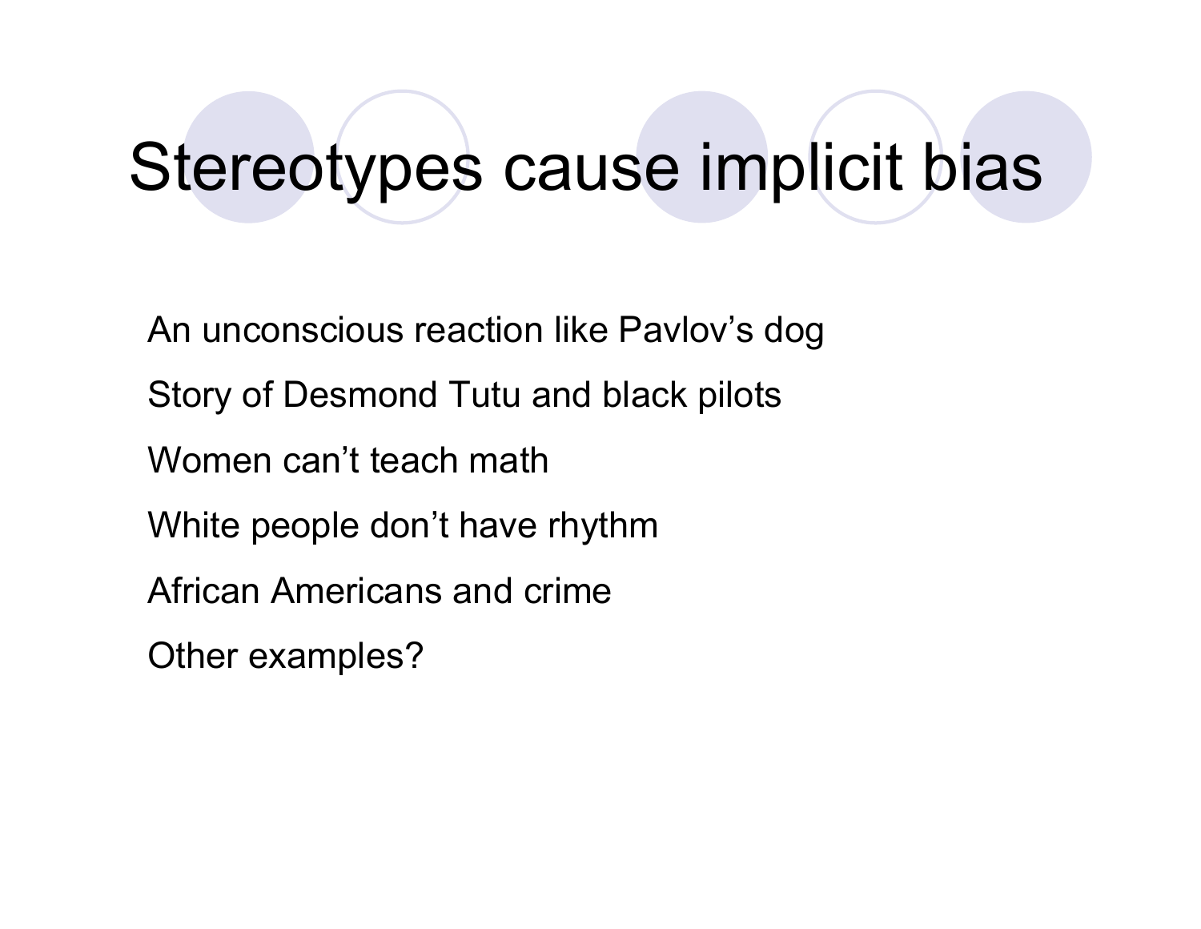# Stereotypes cause implicit bias

An unconscious reaction like Pavlov’s dog

Story of Desmond Tutu and black pilots

Women can’t teach math

White people don’t have rhythm

African Americans and crime

Other examples?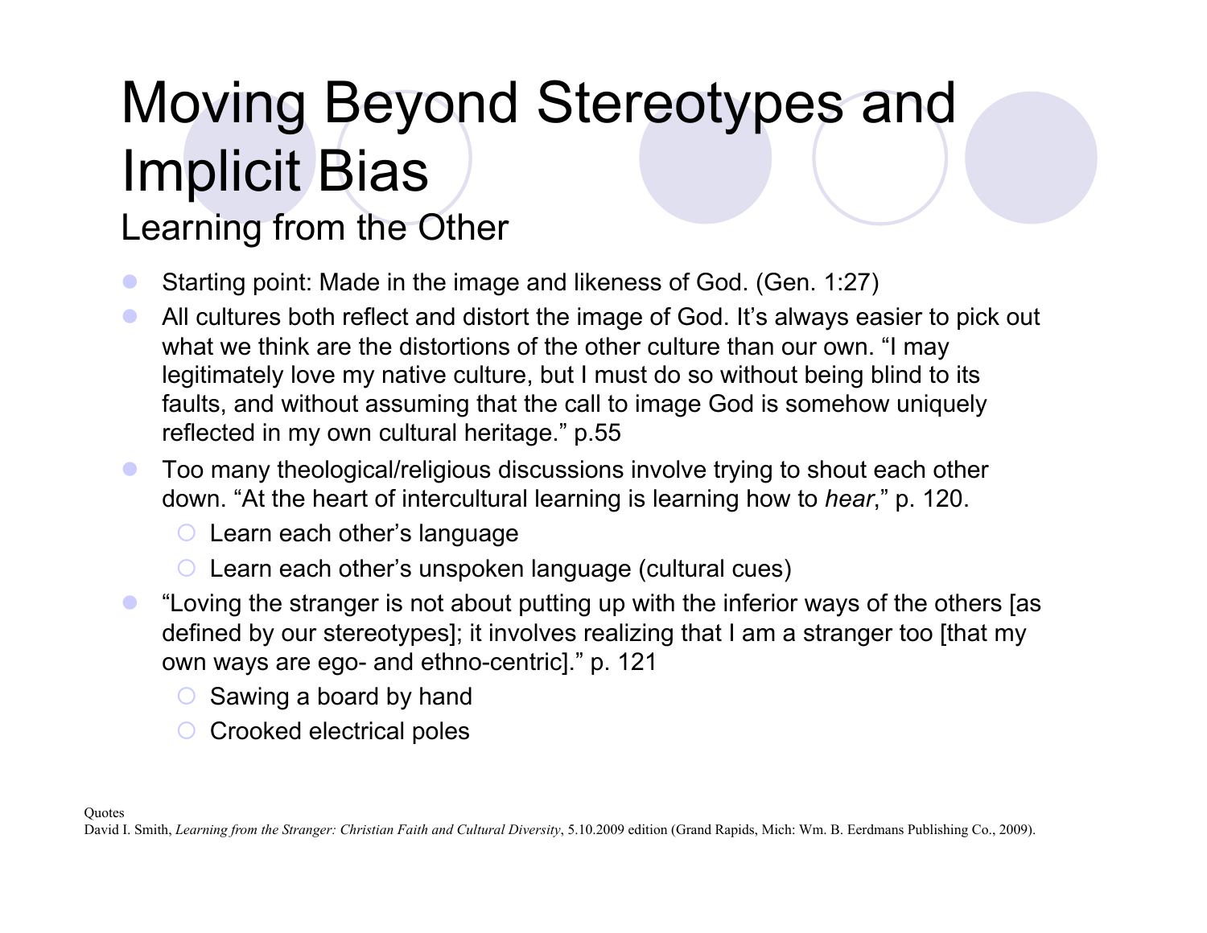# Moving Beyond Stereotypes and Implicit Bias

## Learning from the Other

- Starting point: Made in the image and likeness of God. (Gen. 1:27)
- All cultures both reflect and distort the image of God. It's always easier to pick out what we think are the distortions of the other culture than our own. "I may legitimately love my native culture, but I must do so without being blind to its faults, and without assuming that the call to image God is somehow uniquely reflected in my own cultural heritage." p.55
- Too many theological/religious discussions involve trying to shout each other down. "At the heart of intercultural learning is learning how to *hear*," p. 120.
  - Learn each other's language
  - Learn each other's unspoken language (cultural cues)
- "Loving the stranger is not about putting up with the inferior ways of the others [as defined by our stereotypes]; it involves realizing that I am a stranger too [that my own ways are ego- and ethno-centric]." p. 121
  - Sawing a board by hand
  - Crooked electrical poles

Quotes
David I. Smith, *Learning from the Stranger: Christian Faith and Cultural Diversity*, 5.10.2009 edition (Grand Rapids, Mich: Wm. B. Eerdmans Publishing Co., 2009).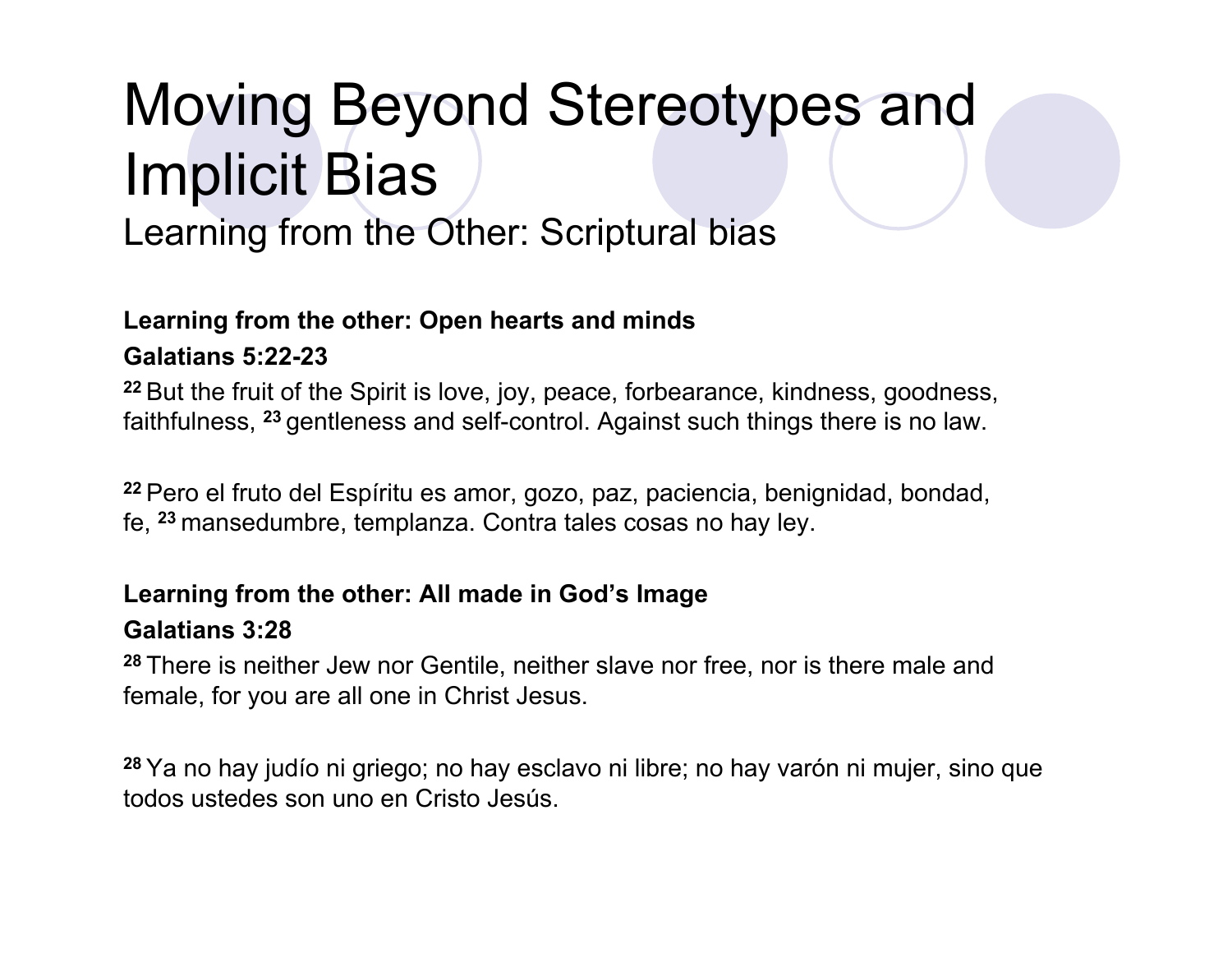# Moving Beyond Stereotypes and Implicit Bias

## Learning from the Other: Scriptural bias

**Learning from the other: Open hearts and minds**

**Galatians 5:22-23**

[22] But the fruit of the Spirit is love, joy, peace, forbearance, kindness, goodness, faithfulness, [23] gentleness and self-control. Against such things there is no law.

[22] Pero el fruto del Espíritu es amor, gozo, paz, paciencia, benignidad, bondad, fe, [23] mansedumbre, templanza. Contra tales cosas no hay ley.

**Learning from the other: All made in God's Image**

**Galatians 3:28**

[28] There is neither Jew nor Gentile, neither slave nor free, nor is there male and female, for you are all one in Christ Jesus.

[28] Ya no hay judío ni griego; no hay esclavo ni libre; no hay varón ni mujer, sino que todos ustedes son uno en Cristo Jesús.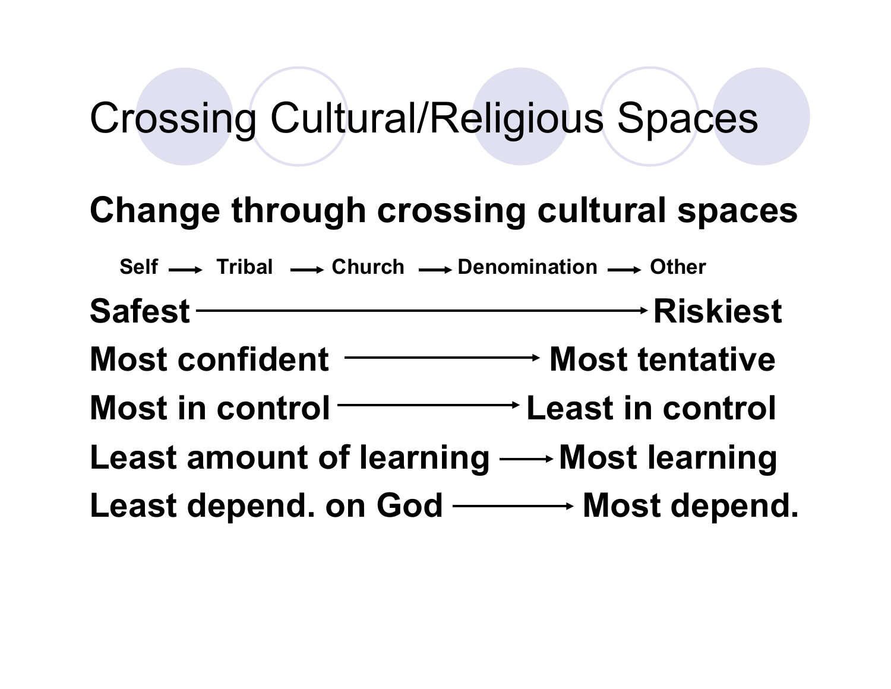# Crossing Cultural/Religious Spaces

## Change through crossing cultural spaces

Self → Tribal → Church → Denomination → Other

**Safest → Riskiest**

**Most confident → Most tentative**

**Most in control → Least in control**

**Least amount of learning → Most learning**

**Least depend. on God → Most depend.**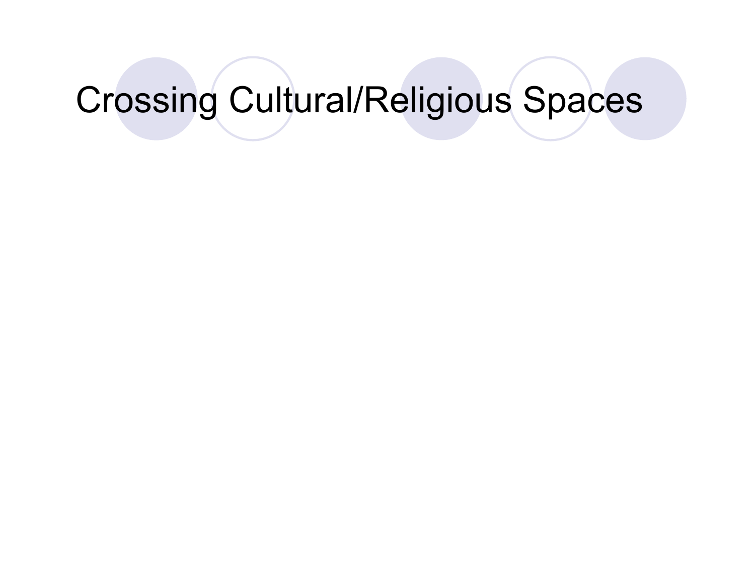# Crossing Cultural/Religious Spaces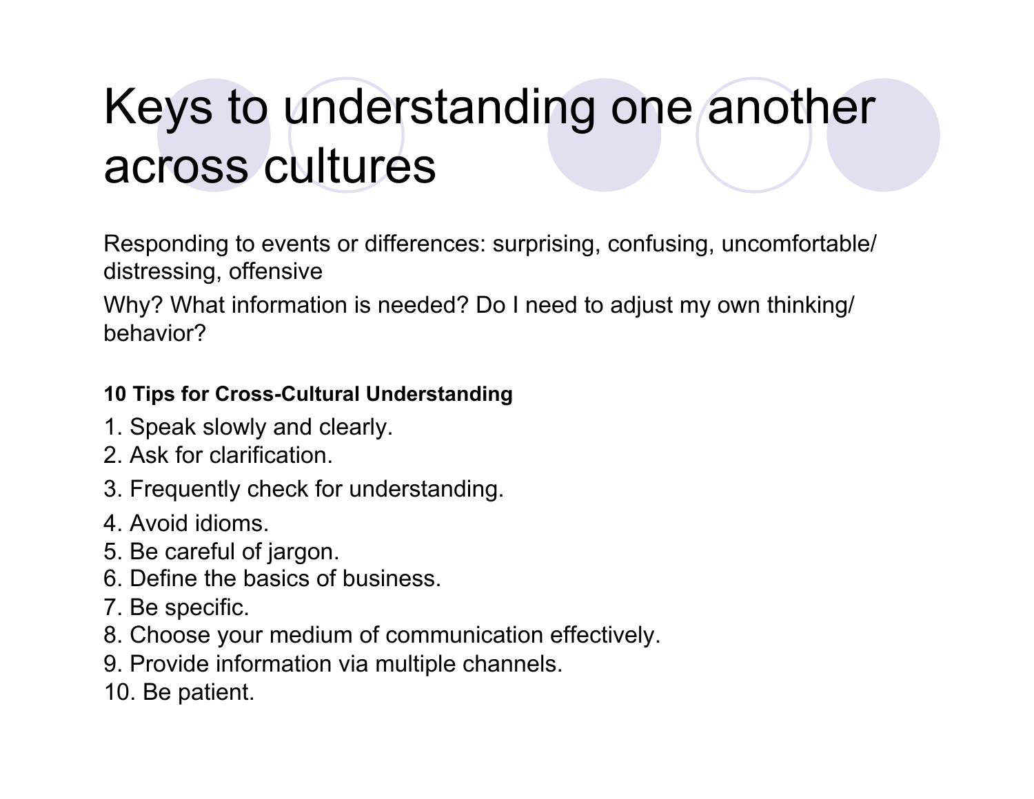# Keys to understanding one another across cultures

Responding to events or differences: surprising, confusing, uncomfortable/ distressing, offensive

Why? What information is needed? Do I need to adjust my own thinking/ behavior?

**10 Tips for Cross-Cultural Understanding**

1. Speak slowly and clearly.
2. Ask for clarification.
3. Frequently check for understanding.
4. Avoid idioms.
5. Be careful of jargon.
6. Define the basics of business.
7. Be specific.
8. Choose your medium of communication effectively.
9. Provide information via multiple channels.
10. Be patient.